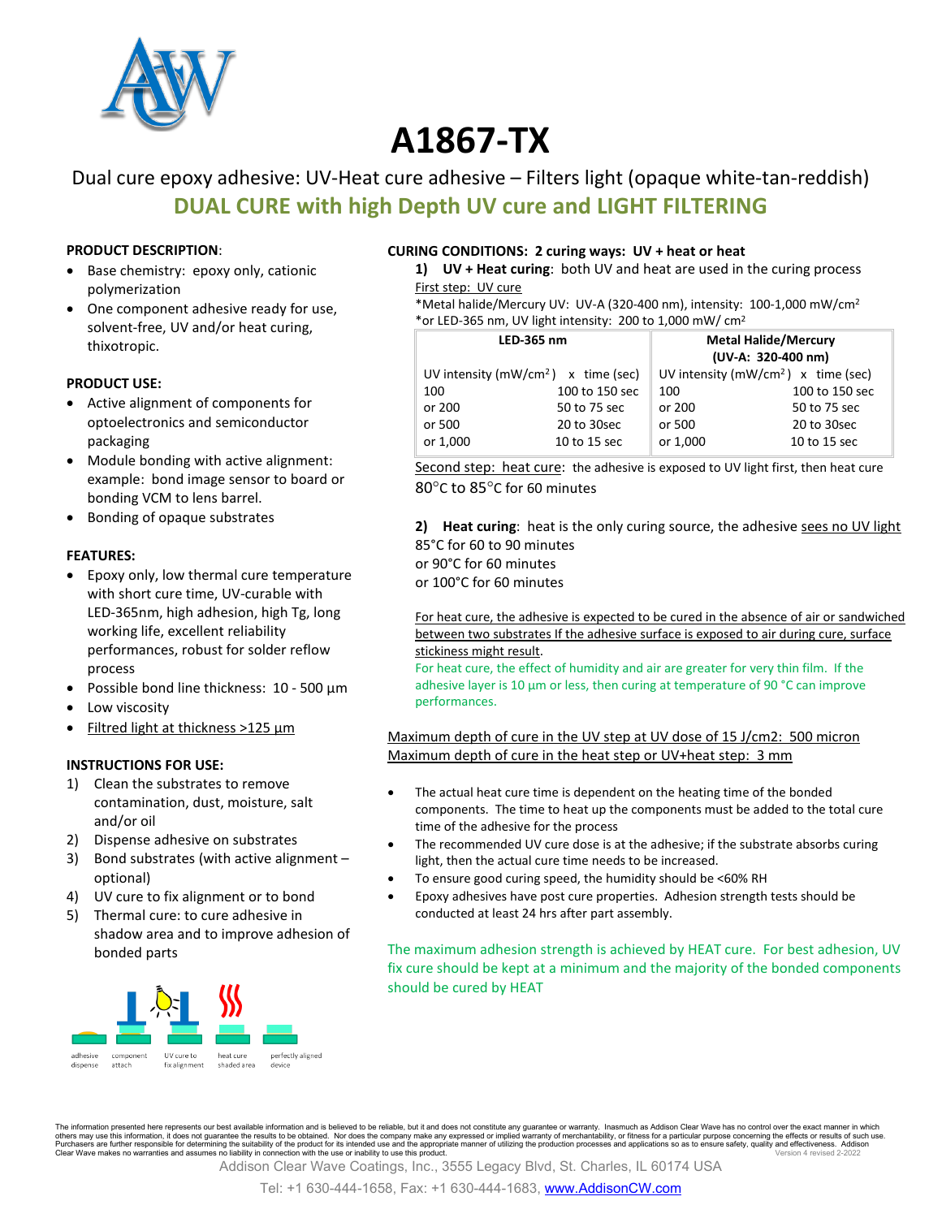# A1867-TX

Dual cure epoxy adhesive: UV-Heat cure adhesive – Filters light (opaque white-tan-reddish)

## DUAL CURE with high Depth UV cure and LIGHT FILTERING

**PRODUCT DESCRIPTION**:

- Base chemistry: epoxy only, cationic polymerization
- One component adhesive ready for use, solvent-free, UV and/or heat curing, thixotropic.

**PRODUCT USE:**

- Active alignment of components for optoelectronics and semiconductor packaging
- Module bonding with active alignment: example: bond image sensor to board or bonding VCM to lens barrel.
- Bonding of opaque substrates

**FEATURES:**

- Epoxy only, low thermal cure temperature with short cure time, UV-curable with LED-365nm, high adhesion, high Tg, long working life, excellent reliability performances, robust for solder reflow process
- Possible bond line thickness: 10 - 500 µm
- Low viscosity
- Filtred light at thickness >125 µm

**INSTRUCTIONS FOR USE:**

1) Clean the substrates to remove contamination, dust, moisture, salt and/or oil
2) Dispense adhesive on substrates
3) Bond substrates (with active alignment – optional)
4) UV cure to fix alignment or to bond
5) Thermal cure: to cure adhesive in shadow area and to improve adhesion of bonded parts

adhesive dispense — component attach — UV cure to fix alignment — heat cure shaded area — perfectly aligned device

**CURING CONDITIONS: 2 curing ways: UV + heat or heat**

**1) UV + Heat curing**: both UV and heat are used in the curing process

First step: UV cure

*Metal halide/Mercury UV: UV-A (320-400 nm), intensity: 100-1,000 mW/cm$^2$
*or LED-365 nm, UV light intensity: 200 to 1,000 mW/ cm$^2$

| **LED-365 nm** | | **Metal Halide/Mercury (UV-A: 320-400 nm)** | |
|---|---|---|---|
| UV intensity (mW/cm$^2$) x | time (sec) | UV intensity (mW/cm$^2$) x | time (sec) |
| 100 | 100 to 150 sec | 100 | 100 to 150 sec |
| or 200 | 50 to 75 sec | or 200 | 50 to 75 sec |
| or 500 | 20 to 30sec | or 500 | 20 to 30sec |
| or 1,000 | 10 to 15 sec | or 1,000 | 10 to 15 sec |

Second step: heat cure: the adhesive is exposed to UV light first, then heat cure 80°C to 85°C for 60 minutes

**2) Heat curing**: heat is the only curing source, the adhesive sees no UV light

85°C for 60 to 90 minutes
or 90°C for 60 minutes
or 100°C for 60 minutes

For heat cure, the adhesive is expected to be cured in the absence of air or sandwiched between two substrates If the adhesive surface is exposed to air during cure, surface stickiness might result.

For heat cure, the effect of humidity and air are greater for very thin film. If the adhesive layer is 10 µm or less, then curing at temperature of 90 °C can improve performances.

Maximum depth of cure in the UV step at UV dose of 15 J/cm2: 500 micron
Maximum depth of cure in the heat step or UV+heat step: 3 mm

- The actual heat cure time is dependent on the heating time of the bonded components. The time to heat up the components must be added to the total cure time of the adhesive for the process
- The recommended UV cure dose is at the adhesive; if the substrate absorbs curing light, then the actual cure time needs to be increased.
- To ensure good curing speed, the humidity should be <60% RH
- Epoxy adhesives have post cure properties. Adhesion strength tests should be conducted at least 24 hrs after part assembly.

The maximum adhesion strength is achieved by HEAT cure. For best adhesion, UV fix cure should be kept at a minimum and the majority of the bonded components should be cured by HEAT

The information presented here represents our best available information and is believed to be reliable, but it and does not constitute any guarantee or warranty. Inasmuch as Addison Clear Wave has no control over the exact manner in which others may use this information, it does not guarantee the results to be obtained. Nor does the company make any expressed or implied warranty of merchantability, or fitness for a particular purpose concerning the effects or results of such use. Purchasers are further responsible for determining the suitability of the product for its intended use and the appropriate manner of utilizing the production processes and applications so as to ensure safety, quality and effectiveness. Addison Clear Wave makes no warranties and assumes no liability in connection with the use or inability to use this product. Version 4 revised 2-2022

Addison Clear Wave Coatings, Inc., 3555 Legacy Blvd, St. Charles, IL 60174 USA

Tel: +1 630-444-1658, Fax: +1 630-444-1683, www.AddisonCW.com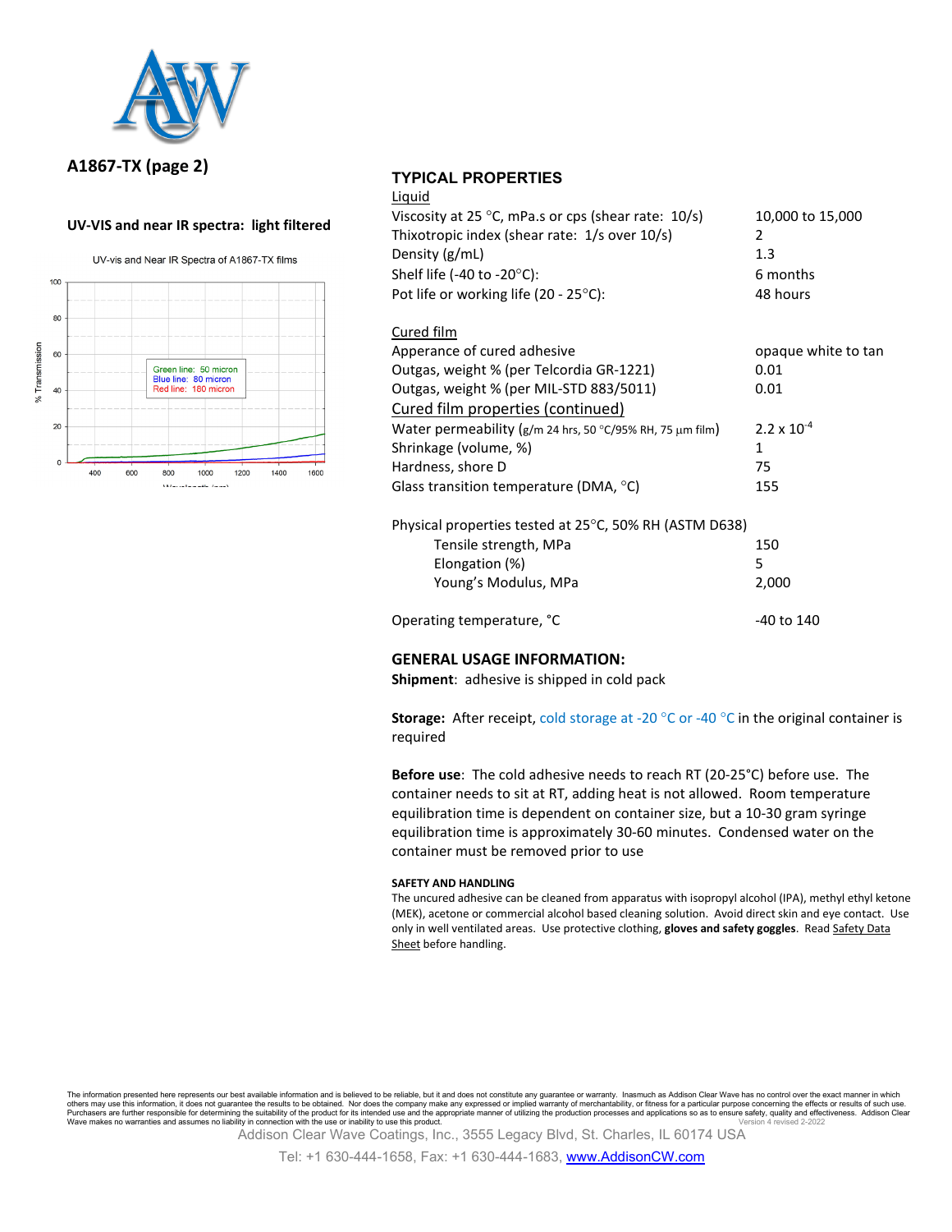# A1867-TX (page 2)

## UV-VIS and near IR spectra: light filtered

UV-vis and Near IR Spectra of A1867-TX films

100
80
60
40
20
0
% Transmission

Green line: 50 micron
Blue line: 80 micron
Red line: 180 micron

400 600 800 1000 1200 1400 1600
Wavelength (nm)

## TYPICAL PROPERTIES

| | |
|---|---|
| Liquid | |
| Viscosity at 25 °C, mPa.s or cps (shear rate: 10/s) | 10,000 to 15,000 |
| Thixotropic index (shear rate: 1/s over 10/s) | 2 |
| Density (g/mL) | 1.3 |
| Shelf life (-40 to -20°C): | 6 months |
| Pot life or working life (20 - 25°C): | 48 hours |
| Cured film | |
| Apperance of cured adhesive | opaque white to tan |
| Outgas, weight % (per Telcordia GR-1221) | 0.01 |
| Outgas, weight % (per MIL-STD 883/5011) | 0.01 |
| Cured film properties (continued) | |
| Water permeability (g/m 24 hrs, 50 °C/95% RH, 75 µm film) | $2.2 \times 10^{-4}$ |
| Shrinkage (volume, %) | 1 |
| Hardness, shore D | 75 |
| Glass transition temperature (DMA, °C) | 155 |
| Physical properties tested at 25°C, 50% RH (ASTM D638) | |
| Tensile strength, MPa | 150 |
| Elongation (%) | 5 |
| Young's Modulus, MPa | 2,000 |
| Operating temperature, °C | -40 to 140 |

## GENERAL USAGE INFORMATION:

**Shipment**: adhesive is shipped in cold pack

**Storage:** After receipt, cold storage at -20 °C or -40 °C in the original container is required

**Before use**: The cold adhesive needs to reach RT (20-25°C) before use. The container needs to sit at RT, adding heat is not allowed. Room temperature equilibration time is dependent on container size, but a 10-30 gram syringe equilibration time is approximately 30-60 minutes. Condensed water on the container must be removed prior to use

### SAFETY AND HANDLING

The uncured adhesive can be cleaned from apparatus with isopropyl alcohol (IPA), methyl ethyl ketone (MEK), acetone or commercial alcohol based cleaning solution. Avoid direct skin and eye contact. Use only in well ventilated areas. Use protective clothing, **gloves and safety goggles**. Read Safety Data Sheet before handling.

The information presented here represents our best available information and is believed to be reliable, but it and does not constitute any guarantee or warranty. Inasmuch as Addison Clear Wave has no control over the exact manner in which others may use this information, it does not guarantee the results to be obtained. Nor does the company make any expressed or implied warranty of merchantability, or fitness for a particular purpose concerning the effects or results of such use. Purchasers are further responsible for determining the suitability of the product for its intended use and the appropriate manner of utilizing the production processes and applications so as to ensure safety, quality and effectiveness. Addison Clear Wave makes no warranties and assumes no liability in connection with the use or inability to use this product.

Version 4 revised 2-2022

Addison Clear Wave Coatings, Inc., 3555 Legacy Blvd, St. Charles, IL 60174 USA

Tel: +1 630-444-1658, Fax: +1 630-444-1683, www.AddisonCW.com